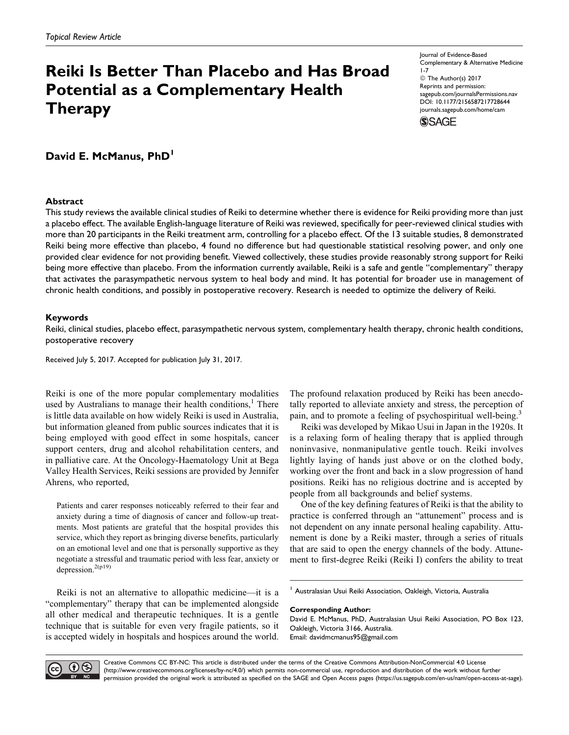*Topical Review Article*

# Reiki Is Better Than Placebo and Has Broad Potential as a Complementary Health Therapy

Journal of Evidence-Based Complementary & Alternative Medicine
© The Author(s) 2017
Reprints and permission: sagepub.com/journalsPermissions.nav
DOI: 10.1177/2156587217728644
journals.sagepub.com/home/cam

**David E. McManus, PhD[1]**

## Abstract

This study reviews the available clinical studies of Reiki to determine whether there is evidence for Reiki providing more than just a placebo effect. The available English-language literature of Reiki was reviewed, specifically for peer-reviewed clinical studies with more than 20 participants in the Reiki treatment arm, controlling for a placebo effect. Of the 13 suitable studies, 8 demonstrated Reiki being more effective than placebo, 4 found no difference but had questionable statistical resolving power, and only one provided clear evidence for not providing benefit. Viewed collectively, these studies provide reasonably strong support for Reiki being more effective than placebo. From the information currently available, Reiki is a safe and gentle "complementary" therapy that activates the parasympathetic nervous system to heal body and mind. It has potential for broader use in management of chronic health conditions, and possibly in postoperative recovery. Research is needed to optimize the delivery of Reiki.

## Keywords

Reiki, clinical studies, placebo effect, parasympathetic nervous system, complementary health therapy, chronic health conditions, postoperative recovery

Received July 5, 2017. Accepted for publication July 31, 2017.

Reiki is one of the more popular complementary modalities used by Australians to manage their health conditions,[1] There is little data available on how widely Reiki is used in Australia, but information gleaned from public sources indicates that it is being employed with good effect in some hospitals, cancer support centers, drug and alcohol rehabilitation centers, and in palliative care. At the Oncology-Haematology Unit at Bega Valley Health Services, Reiki sessions are provided by Jennifer Ahrens, who reported,

> Patients and carer responses noticeably referred to their fear and anxiety during a time of diagnosis of cancer and follow-up treatments. Most patients are grateful that the hospital provides this service, which they report as bringing diverse benefits, particularly on an emotional level and one that is personally supportive as they negotiate a stressful and traumatic period with less fear, anxiety or depression.[2(p19)]

Reiki is not an alternative to allopathic medicine—it is a "complementary" therapy that can be implemented alongside all other medical and therapeutic techniques. It is a gentle technique that is suitable for even very fragile patients, so it is accepted widely in hospitals and hospices around the world. The profound relaxation produced by Reiki has been anecdotally reported to alleviate anxiety and stress, the perception of pain, and to promote a feeling of psychospiritual well-being.[3]

Reiki was developed by Mikao Usui in Japan in the 1920s. It is a relaxing form of healing therapy that is applied through noninvasive, nonmanipulative gentle touch. Reiki involves lightly laying of hands just above or on the clothed body, working over the front and back in a slow progression of hand positions. Reiki has no religious doctrine and is accepted by people from all backgrounds and belief systems.

One of the key defining features of Reiki is that the ability to practice is conferred through an "attunement" process and is not dependent on any innate personal healing capability. Attunement is done by a Reiki master, through a series of rituals that are said to open the energy channels of the body. Attunement to first-degree Reiki (Reiki I) confers the ability to treat

[1] Australasian Usui Reiki Association, Oakleigh, Victoria, Australia

**Corresponding Author:**
David E. McManus, PhD, Australasian Usui Reiki Association, PO Box 123, Oakleigh, Victoria 3166, Australia.
Email: davidmcmanus95@gmail.com

Creative Commons CC BY-NC: This article is distributed under the terms of the Creative Commons Attribution-NonCommercial 4.0 License (http://www.creativecommons.org/licenses/by-nc/4.0/) which permits non-commercial use, reproduction and distribution of the work without further permission provided the original work is attributed as specified on the SAGE and Open Access pages (https://us.sagepub.com/en-us/nam/open-access-at-sage).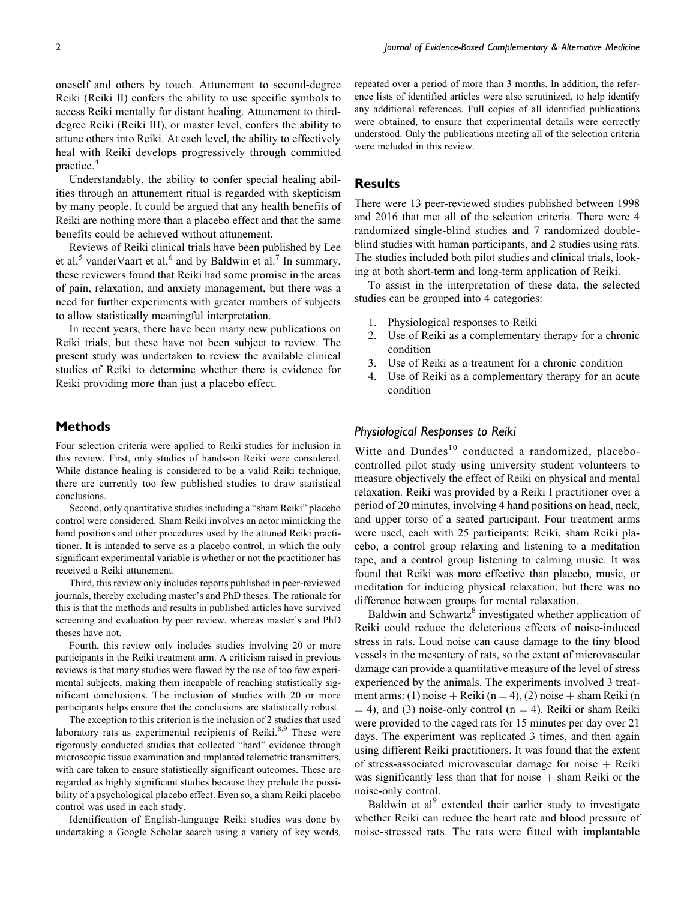oneself and others by touch. Attunement to second-degree Reiki (Reiki II) confers the ability to use specific symbols to access Reiki mentally for distant healing. Attunement to third-degree Reiki (Reiki III), or master level, confers the ability to attune others into Reiki. At each level, the ability to effectively heal with Reiki develops progressively through committed practice.[4]

Understandably, the ability to confer special healing abilities through an attunement ritual is regarded with skepticism by many people. It could be argued that any health benefits of Reiki are nothing more than a placebo effect and that the same benefits could be achieved without attunement.

Reviews of Reiki clinical trials have been published by Lee et al,[5] vanderVaart et al,[6] and by Baldwin et al.[7] In summary, these reviewers found that Reiki had some promise in the areas of pain, relaxation, and anxiety management, but there was a need for further experiments with greater numbers of subjects to allow statistically meaningful interpretation.

In recent years, there have been many new publications on Reiki trials, but these have not been subject to review. The present study was undertaken to review the available clinical studies of Reiki to determine whether there is evidence for Reiki providing more than just a placebo effect.

## Methods

Four selection criteria were applied to Reiki studies for inclusion in this review. First, only studies of hands-on Reiki were considered. While distance healing is considered to be a valid Reiki technique, there are currently too few published studies to draw statistical conclusions.

Second, only quantitative studies including a "sham Reiki" placebo control were considered. Sham Reiki involves an actor mimicking the hand positions and other procedures used by the attuned Reiki practitioner. It is intended to serve as a placebo control, in which the only significant experimental variable is whether or not the practitioner has received a Reiki attunement.

Third, this review only includes reports published in peer-reviewed journals, thereby excluding master's and PhD theses. The rationale for this is that the methods and results in published articles have survived screening and evaluation by peer review, whereas master's and PhD theses have not.

Fourth, this review only includes studies involving 20 or more participants in the Reiki treatment arm. A criticism raised in previous reviews is that many studies were flawed by the use of too few experimental subjects, making them incapable of reaching statistically significant conclusions. The inclusion of studies with 20 or more participants helps ensure that the conclusions are statistically robust.

The exception to this criterion is the inclusion of 2 studies that used laboratory rats as experimental recipients of Reiki.[8,9] These were rigorously conducted studies that collected "hard" evidence through microscopic tissue examination and implanted telemetric transmitters, with care taken to ensure statistically significant outcomes. These are regarded as highly significant studies because they prelude the possibility of a psychological placebo effect. Even so, a sham Reiki placebo control was used in each study.

Identification of English-language Reiki studies was done by undertaking a Google Scholar search using a variety of key words, repeated over a period of more than 3 months. In addition, the reference lists of identified articles were also scrutinized, to help identify any additional references. Full copies of all identified publications were obtained, to ensure that experimental details were correctly understood. Only the publications meeting all of the selection criteria were included in this review.

## Results

There were 13 peer-reviewed studies published between 1998 and 2016 that met all of the selection criteria. There were 4 randomized single-blind studies and 7 randomized double-blind studies with human participants, and 2 studies using rats. The studies included both pilot studies and clinical trials, looking at both short-term and long-term application of Reiki.

To assist in the interpretation of these data, the selected studies can be grouped into 4 categories:

1. Physiological responses to Reiki
2. Use of Reiki as a complementary therapy for a chronic condition
3. Use of Reiki as a treatment for a chronic condition
4. Use of Reiki as a complementary therapy for an acute condition

### *Physiological Responses to Reiki*

Witte and Dundes[10] conducted a randomized, placebo-controlled pilot study using university student volunteers to measure objectively the effect of Reiki on physical and mental relaxation. Reiki was provided by a Reiki I practitioner over a period of 20 minutes, involving 4 hand positions on head, neck, and upper torso of a seated participant. Four treatment arms were used, each with 25 participants: Reiki, sham Reiki placebo, a control group relaxing and listening to a meditation tape, and a control group listening to calming music. It was found that Reiki was more effective than placebo, music, or meditation for inducing physical relaxation, but there was no difference between groups for mental relaxation.

Baldwin and Schwartz[8] investigated whether application of Reiki could reduce the deleterious effects of noise-induced stress in rats. Loud noise can cause damage to the tiny blood vessels in the mesentery of rats, so the extent of microvascular damage can provide a quantitative measure of the level of stress experienced by the animals. The experiments involved 3 treatment arms: (1) noise + Reiki ($n = 4$), (2) noise + sham Reiki ($n = 4$), and (3) noise-only control ($n = 4$). Reiki or sham Reiki were provided to the caged rats for 15 minutes per day over 21 days. The experiment was replicated 3 times, and then again using different Reiki practitioners. It was found that the extent of stress-associated microvascular damage for noise + Reiki was significantly less than that for noise + sham Reiki or the noise-only control.

Baldwin et al[9] extended their earlier study to investigate whether Reiki can reduce the heart rate and blood pressure of noise-stressed rats. The rats were fitted with implantable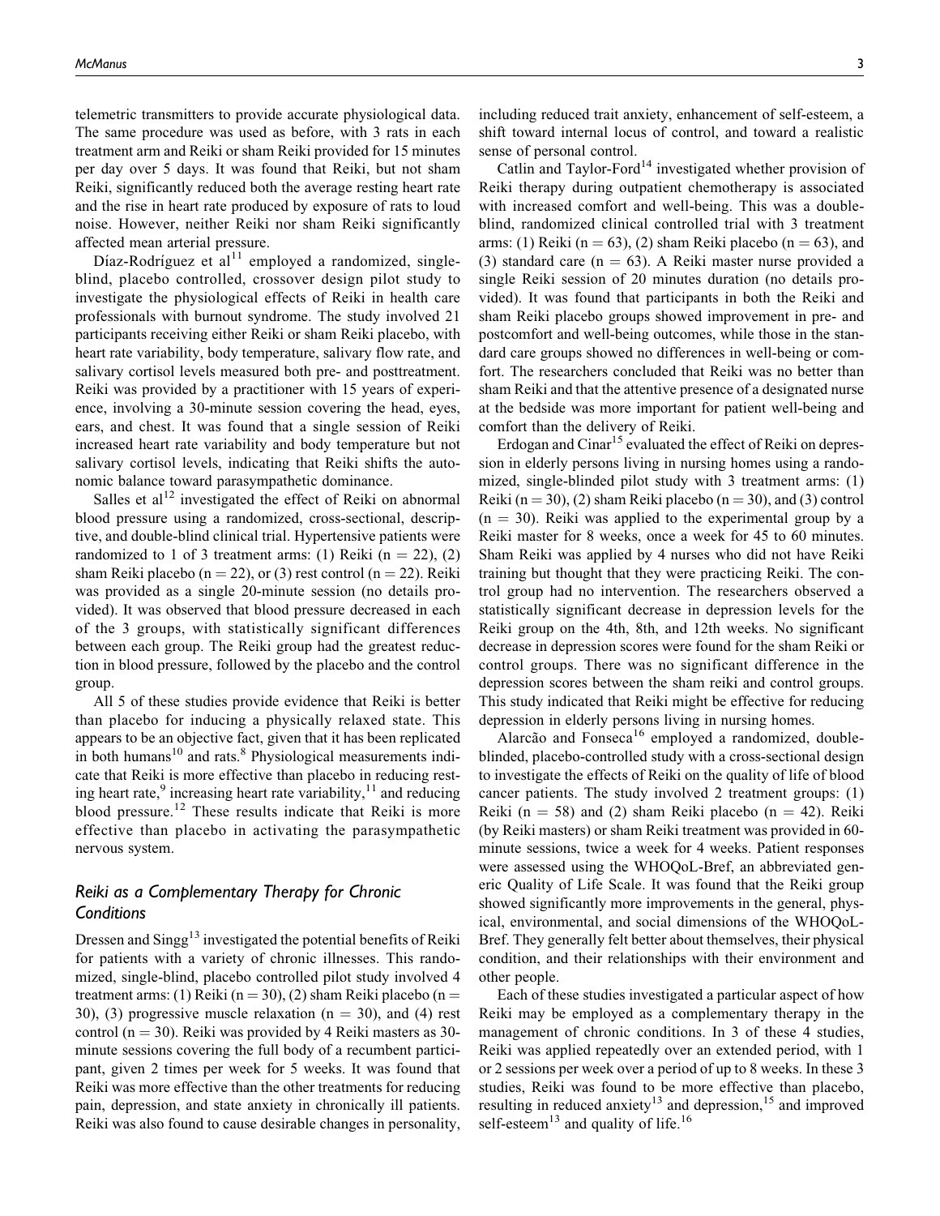telemetric transmitters to provide accurate physiological data. The same procedure was used as before, with 3 rats in each treatment arm and Reiki or sham Reiki provided for 15 minutes per day over 5 days. It was found that Reiki, but not sham Reiki, significantly reduced both the average resting heart rate and the rise in heart rate produced by exposure of rats to loud noise. However, neither Reiki nor sham Reiki significantly affected mean arterial pressure.

Díaz-Rodríguez et al[11] employed a randomized, single-blind, placebo controlled, crossover design pilot study to investigate the physiological effects of Reiki in health care professionals with burnout syndrome. The study involved 21 participants receiving either Reiki or sham Reiki placebo, with heart rate variability, body temperature, salivary flow rate, and salivary cortisol levels measured both pre- and posttreatment. Reiki was provided by a practitioner with 15 years of experience, involving a 30-minute session covering the head, eyes, ears, and chest. It was found that a single session of Reiki increased heart rate variability and body temperature but not salivary cortisol levels, indicating that Reiki shifts the autonomic balance toward parasympathetic dominance.

Salles et al[12] investigated the effect of Reiki on abnormal blood pressure using a randomized, cross-sectional, descriptive, and double-blind clinical trial. Hypertensive patients were randomized to 1 of 3 treatment arms: (1) Reiki (n = 22), (2) sham Reiki placebo (n = 22), or (3) rest control (n = 22). Reiki was provided as a single 20-minute session (no details provided). It was observed that blood pressure decreased in each of the 3 groups, with statistically significant differences between each group. The Reiki group had the greatest reduction in blood pressure, followed by the placebo and the control group.

All 5 of these studies provide evidence that Reiki is better than placebo for inducing a physically relaxed state. This appears to be an objective fact, given that it has been replicated in both humans[10] and rats.[8] Physiological measurements indicate that Reiki is more effective than placebo in reducing resting heart rate,[9] increasing heart rate variability,[11] and reducing blood pressure.[12] These results indicate that Reiki is more effective than placebo in activating the parasympathetic nervous system.

## *Reiki as a Complementary Therapy for Chronic Conditions*

Dressen and Singg[13] investigated the potential benefits of Reiki for patients with a variety of chronic illnesses. This randomized, single-blind, placebo controlled pilot study involved 4 treatment arms: (1) Reiki (n = 30), (2) sham Reiki placebo (n = 30), (3) progressive muscle relaxation (n = 30), and (4) rest control (n = 30). Reiki was provided by 4 Reiki masters as 30-minute sessions covering the full body of a recumbent participant, given 2 times per week for 5 weeks. It was found that Reiki was more effective than the other treatments for reducing pain, depression, and state anxiety in chronically ill patients. Reiki was also found to cause desirable changes in personality, including reduced trait anxiety, enhancement of self-esteem, a shift toward internal locus of control, and toward a realistic sense of personal control.

Catlin and Taylor-Ford[14] investigated whether provision of Reiki therapy during outpatient chemotherapy is associated with increased comfort and well-being. This was a double-blind, randomized clinical controlled trial with 3 treatment arms: (1) Reiki (n = 63), (2) sham Reiki placebo (n = 63), and (3) standard care (n = 63). A Reiki master nurse provided a single Reiki session of 20 minutes duration (no details provided). It was found that participants in both the Reiki and sham Reiki placebo groups showed improvement in pre- and postcomfort and well-being outcomes, while those in the standard care groups showed no differences in well-being or comfort. The researchers concluded that Reiki was no better than sham Reiki and that the attentive presence of a designated nurse at the bedside was more important for patient well-being and comfort than the delivery of Reiki.

Erdogan and Cinar[15] evaluated the effect of Reiki on depression in elderly persons living in nursing homes using a randomized, single-blinded pilot study with 3 treatment arms: (1) Reiki (n = 30), (2) sham Reiki placebo (n = 30), and (3) control (n = 30). Reiki was applied to the experimental group by a Reiki master for 8 weeks, once a week for 45 to 60 minutes. Sham Reiki was applied by 4 nurses who did not have Reiki training but thought that they were practicing Reiki. The control group had no intervention. The researchers observed a statistically significant decrease in depression levels for the Reiki group on the 4th, 8th, and 12th weeks. No significant decrease in depression scores were found for the sham Reiki or control groups. There was no significant difference in the depression scores between the sham reiki and control groups. This study indicated that Reiki might be effective for reducing depression in elderly persons living in nursing homes.

Alarcão and Fonseca[16] employed a randomized, double-blinded, placebo-controlled study with a cross-sectional design to investigate the effects of Reiki on the quality of life of blood cancer patients. The study involved 2 treatment groups: (1) Reiki (n = 58) and (2) sham Reiki placebo (n = 42). Reiki (by Reiki masters) or sham Reiki treatment was provided in 60-minute sessions, twice a week for 4 weeks. Patient responses were assessed using the WHOQoL-Bref, an abbreviated generic Quality of Life Scale. It was found that the Reiki group showed significantly more improvements in the general, physical, environmental, and social dimensions of the WHOQoL-Bref. They generally felt better about themselves, their physical condition, and their relationships with their environment and other people.

Each of these studies investigated a particular aspect of how Reiki may be employed as a complementary therapy in the management of chronic conditions. In 3 of these 4 studies, Reiki was applied repeatedly over an extended period, with 1 or 2 sessions per week over a period of up to 8 weeks. In these 3 studies, Reiki was found to be more effective than placebo, resulting in reduced anxiety[13] and depression,[15] and improved self-esteem[13] and quality of life.[16]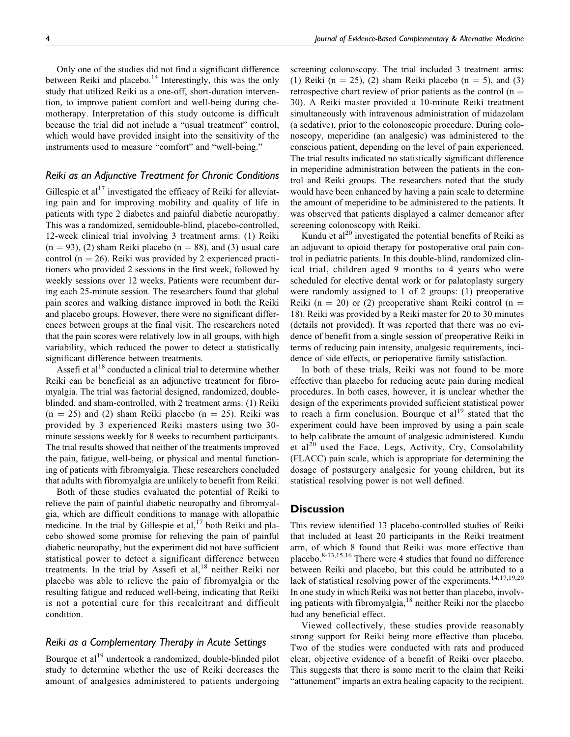Only one of the studies did not find a significant difference between Reiki and placebo.[14] Interestingly, this was the only study that utilized Reiki as a one-off, short-duration intervention, to improve patient comfort and well-being during chemotherapy. Interpretation of this study outcome is difficult because the trial did not include a "usual treatment" control, which would have provided insight into the sensitivity of the instruments used to measure "comfort" and "well-being."

### *Reiki as an Adjunctive Treatment for Chronic Conditions*

Gillespie et al[17] investigated the efficacy of Reiki for alleviating pain and for improving mobility and quality of life in patients with type 2 diabetes and painful diabetic neuropathy. This was a randomized, semidouble-blind, placebo-controlled, 12-week clinical trial involving 3 treatment arms: (1) Reiki (n = 93), (2) sham Reiki placebo (n = 88), and (3) usual care control (n = 26). Reiki was provided by 2 experienced practitioners who provided 2 sessions in the first week, followed by weekly sessions over 12 weeks. Patients were recumbent during each 25-minute session. The researchers found that global pain scores and walking distance improved in both the Reiki and placebo groups. However, there were no significant differences between groups at the final visit. The researchers noted that the pain scores were relatively low in all groups, with high variability, which reduced the power to detect a statistically significant difference between treatments.

Assefi et al[18] conducted a clinical trial to determine whether Reiki can be beneficial as an adjunctive treatment for fibromyalgia. The trial was factorial designed, randomized, double-blinded, and sham-controlled, with 2 treatment arms: (1) Reiki (n = 25) and (2) sham Reiki placebo (n = 25). Reiki was provided by 3 experienced Reiki masters using two 30-minute sessions weekly for 8 weeks to recumbent participants. The trial results showed that neither of the treatments improved the pain, fatigue, well-being, or physical and mental functioning of patients with fibromyalgia. These researchers concluded that adults with fibromyalgia are unlikely to benefit from Reiki.

Both of these studies evaluated the potential of Reiki to relieve the pain of painful diabetic neuropathy and fibromyalgia, which are difficult conditions to manage with allopathic medicine. In the trial by Gillespie et al,[17] both Reiki and placebo showed some promise for relieving the pain of painful diabetic neuropathy, but the experiment did not have sufficient statistical power to detect a significant difference between treatments. In the trial by Assefi et al,[18] neither Reiki nor placebo was able to relieve the pain of fibromyalgia or the resulting fatigue and reduced well-being, indicating that Reiki is not a potential cure for this recalcitrant and difficult condition.

### *Reiki as a Complementary Therapy in Acute Settings*

Bourque et al[19] undertook a randomized, double-blinded pilot study to determine whether the use of Reiki decreases the amount of analgesics administered to patients undergoing screening colonoscopy. The trial included 3 treatment arms: (1) Reiki (n = 25), (2) sham Reiki placebo (n = 5), and (3) retrospective chart review of prior patients as the control (n = 30). A Reiki master provided a 10-minute Reiki treatment simultaneously with intravenous administration of midazolam (a sedative), prior to the colonoscopic procedure. During colonoscopy, meperidine (an analgesic) was administered to the conscious patient, depending on the level of pain experienced. The trial results indicated no statistically significant difference in meperidine administration between the patients in the control and Reiki groups. The researchers noted that the study would have been enhanced by having a pain scale to determine the amount of meperidine to be administered to the patients. It was observed that patients displayed a calmer demeanor after screening colonoscopy with Reiki.

Kundu et al[20] investigated the potential benefits of Reiki as an adjuvant to opioid therapy for postoperative oral pain control in pediatric patients. In this double-blind, randomized clinical trial, children aged 9 months to 4 years who were scheduled for elective dental work or for palatoplasty surgery were randomly assigned to 1 of 2 groups: (1) preoperative Reiki (n = 20) or (2) preoperative sham Reiki control (n = 18). Reiki was provided by a Reiki master for 20 to 30 minutes (details not provided). It was reported that there was no evidence of benefit from a single session of preoperative Reiki in terms of reducing pain intensity, analgesic requirements, incidence of side effects, or perioperative family satisfaction.

In both of these trials, Reiki was not found to be more effective than placebo for reducing acute pain during medical procedures. In both cases, however, it is unclear whether the design of the experiments provided sufficient statistical power to reach a firm conclusion. Bourque et al[19] stated that the experiment could have been improved by using a pain scale to help calibrate the amount of analgesic administered. Kundu et al[20] used the Face, Legs, Activity, Cry, Consolability (FLACC) pain scale, which is appropriate for determining the dosage of postsurgery analgesic for young children, but its statistical resolving power is not well defined.

## Discussion

This review identified 13 placebo-controlled studies of Reiki that included at least 20 participants in the Reiki treatment arm, of which 8 found that Reiki was more effective than placebo.[8-13,15,16] There were 4 studies that found no difference between Reiki and placebo, but this could be attributed to a lack of statistical resolving power of the experiments.[14,17,19,20] In one study in which Reiki was not better than placebo, involving patients with fibromyalgia,[18] neither Reiki nor the placebo had any beneficial effect.

Viewed collectively, these studies provide reasonably strong support for Reiki being more effective than placebo. Two of the studies were conducted with rats and produced clear, objective evidence of a benefit of Reiki over placebo. This suggests that there is some merit to the claim that Reiki "attunement" imparts an extra healing capacity to the recipient.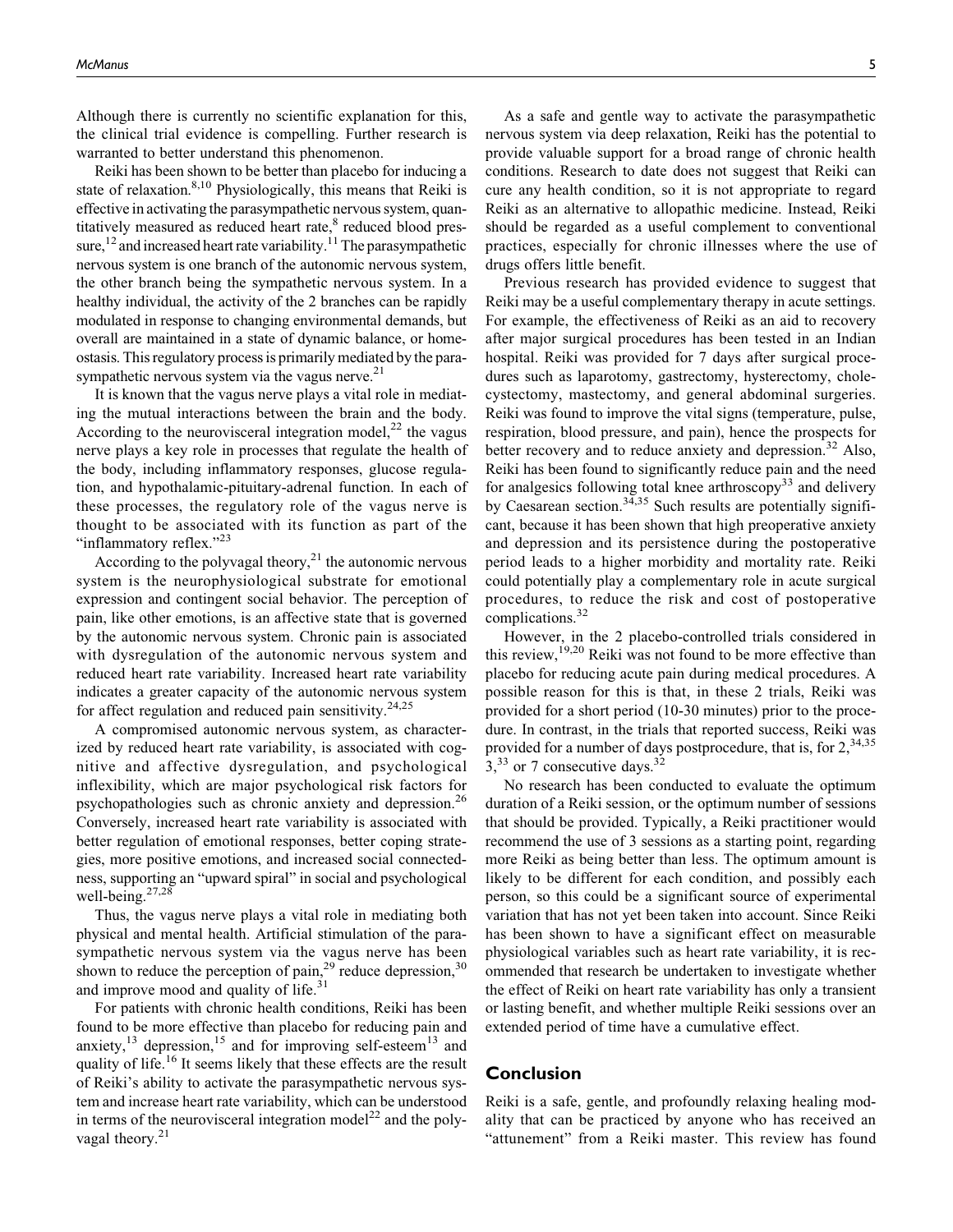Although there is currently no scientific explanation for this, the clinical trial evidence is compelling. Further research is warranted to better understand this phenomenon.

Reiki has been shown to be better than placebo for inducing a state of relaxation.[8,10] Physiologically, this means that Reiki is effective in activating the parasympathetic nervous system, quantitatively measured as reduced heart rate,[8] reduced blood pressure,[12] and increased heart rate variability.[11] The parasympathetic nervous system is one branch of the autonomic nervous system, the other branch being the sympathetic nervous system. In a healthy individual, the activity of the 2 branches can be rapidly modulated in response to changing environmental demands, but overall are maintained in a state of dynamic balance, or homeostasis. This regulatory process is primarily mediated by the parasympathetic nervous system via the vagus nerve.[21]

It is known that the vagus nerve plays a vital role in mediating the mutual interactions between the brain and the body. According to the neurovisceral integration model,[22] the vagus nerve plays a key role in processes that regulate the health of the body, including inflammatory responses, glucose regulation, and hypothalamic-pituitary-adrenal function. In each of these processes, the regulatory role of the vagus nerve is thought to be associated with its function as part of the "inflammatory reflex."[23]

According to the polyvagal theory,[21] the autonomic nervous system is the neurophysiological substrate for emotional expression and contingent social behavior. The perception of pain, like other emotions, is an affective state that is governed by the autonomic nervous system. Chronic pain is associated with dysregulation of the autonomic nervous system and reduced heart rate variability. Increased heart rate variability indicates a greater capacity of the autonomic nervous system for affect regulation and reduced pain sensitivity.[24,25]

A compromised autonomic nervous system, as characterized by reduced heart rate variability, is associated with cognitive and affective dysregulation, and psychological inflexibility, which are major psychological risk factors for psychopathologies such as chronic anxiety and depression.[26] Conversely, increased heart rate variability is associated with better regulation of emotional responses, better coping strategies, more positive emotions, and increased social connectedness, supporting an "upward spiral" in social and psychological well-being.[27,28]

Thus, the vagus nerve plays a vital role in mediating both physical and mental health. Artificial stimulation of the parasympathetic nervous system via the vagus nerve has been shown to reduce the perception of pain,[29] reduce depression,[30] and improve mood and quality of life.[31]

For patients with chronic health conditions, Reiki has been found to be more effective than placebo for reducing pain and anxiety,[13] depression,[15] and for improving self-esteem[13] and quality of life.[16] It seems likely that these effects are the result of Reiki's ability to activate the parasympathetic nervous system and increase heart rate variability, which can be understood in terms of the neurovisceral integration model[22] and the polyvagal theory.[21]

As a safe and gentle way to activate the parasympathetic nervous system via deep relaxation, Reiki has the potential to provide valuable support for a broad range of chronic health conditions. Research to date does not suggest that Reiki can cure any health condition, so it is not appropriate to regard Reiki as an alternative to allopathic medicine. Instead, Reiki should be regarded as a useful complement to conventional practices, especially for chronic illnesses where the use of drugs offers little benefit.

Previous research has provided evidence to suggest that Reiki may be a useful complementary therapy in acute settings. For example, the effectiveness of Reiki as an aid to recovery after major surgical procedures has been tested in an Indian hospital. Reiki was provided for 7 days after surgical procedures such as laparotomy, gastrectomy, hysterectomy, cholecystectomy, mastectomy, and general abdominal surgeries. Reiki was found to improve the vital signs (temperature, pulse, respiration, blood pressure, and pain), hence the prospects for better recovery and to reduce anxiety and depression.[32] Also, Reiki has been found to significantly reduce pain and the need for analgesics following total knee arthroscopy[33] and delivery by Caesarean section.[34,35] Such results are potentially significant, because it has been shown that high preoperative anxiety and depression and its persistence during the postoperative period leads to a higher morbidity and mortality rate. Reiki could potentially play a complementary role in acute surgical procedures, to reduce the risk and cost of postoperative complications.[32]

However, in the 2 placebo-controlled trials considered in this review,[19,20] Reiki was not found to be more effective than placebo for reducing acute pain during medical procedures. A possible reason for this is that, in these 2 trials, Reiki was provided for a short period (10-30 minutes) prior to the procedure. In contrast, in the trials that reported success, Reiki was provided for a number of days postprocedure, that is, for 2,[34,35] 3,[33] or 7 consecutive days.[32]

No research has been conducted to evaluate the optimum duration of a Reiki session, or the optimum number of sessions that should be provided. Typically, a Reiki practitioner would recommend the use of 3 sessions as a starting point, regarding more Reiki as being better than less. The optimum amount is likely to be different for each condition, and possibly each person, so this could be a significant source of experimental variation that has not yet been taken into account. Since Reiki has been shown to have a significant effect on measurable physiological variables such as heart rate variability, it is recommended that research be undertaken to investigate whether the effect of Reiki on heart rate variability has only a transient or lasting benefit, and whether multiple Reiki sessions over an extended period of time have a cumulative effect.

## Conclusion

Reiki is a safe, gentle, and profoundly relaxing healing modality that can be practiced by anyone who has received an "attunement" from a Reiki master. This review has found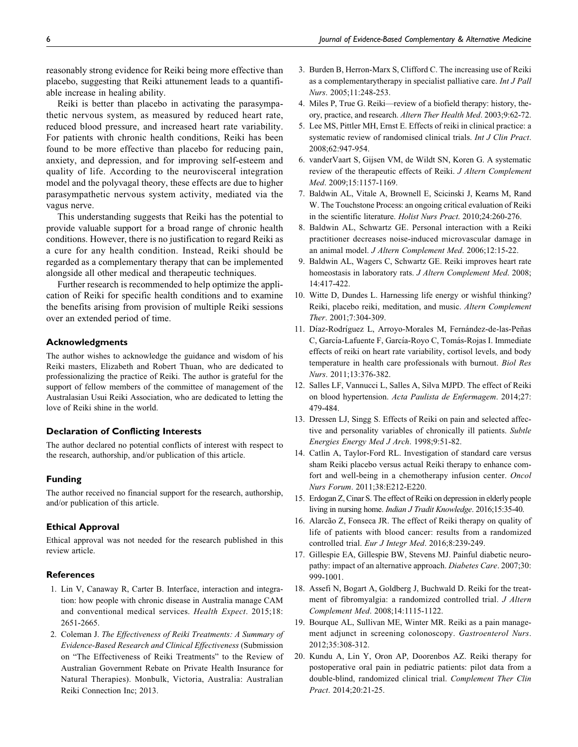reasonably strong evidence for Reiki being more effective than placebo, suggesting that Reiki attunement leads to a quantifiable increase in healing ability.

Reiki is better than placebo in activating the parasympathetic nervous system, as measured by reduced heart rate, reduced blood pressure, and increased heart rate variability. For patients with chronic health conditions, Reiki has been found to be more effective than placebo for reducing pain, anxiety, and depression, and for improving self-esteem and quality of life. According to the neurovisceral integration model and the polyvagal theory, these effects are due to higher parasympathetic nervous system activity, mediated via the vagus nerve.

This understanding suggests that Reiki has the potential to provide valuable support for a broad range of chronic health conditions. However, there is no justification to regard Reiki as a cure for any health condition. Instead, Reiki should be regarded as a complementary therapy that can be implemented alongside all other medical and therapeutic techniques.

Further research is recommended to help optimize the application of Reiki for specific health conditions and to examine the benefits arising from provision of multiple Reiki sessions over an extended period of time.

## Acknowledgments

The author wishes to acknowledge the guidance and wisdom of his Reiki masters, Elizabeth and Robert Thuan, who are dedicated to professionalizing the practice of Reiki. The author is grateful for the support of fellow members of the committee of management of the Australasian Usui Reiki Association, who are dedicated to letting the love of Reiki shine in the world.

## Declaration of Conflicting Interests

The author declared no potential conflicts of interest with respect to the research, authorship, and/or publication of this article.

## Funding

The author received no financial support for the research, authorship, and/or publication of this article.

## Ethical Approval

Ethical approval was not needed for the research published in this review article.

## References

1. Lin V, Canaway R, Carter B. Interface, interaction and integration: how people with chronic disease in Australia manage CAM and conventional medical services. *Health Expect*. 2015;18: 2651-2665.
2. Coleman J. *The Effectiveness of Reiki Treatments: A Summary of Evidence-Based Research and Clinical Effectiveness* (Submission on "The Effectiveness of Reiki Treatments" to the Review of Australian Government Rebate on Private Health Insurance for Natural Therapies). Monbulk, Victoria, Australia: Australian Reiki Connection Inc; 2013.
3. Burden B, Herron-Marx S, Clifford C. The increasing use of Reiki as a complementarytherapy in specialist palliative care. *Int J Pall Nurs*. 2005;11:248-253.
4. Miles P, True G. Reiki—review of a biofield therapy: history, theory, practice, and research. *Altern Ther Health Med*. 2003;9:62-72.
5. Lee MS, Pittler MH, Ernst E. Effects of reiki in clinical practice: a systematic review of randomised clinical trials. *Int J Clin Pract*. 2008;62:947-954.
6. vanderVaart S, Gijsen VM, de Wildt SN, Koren G. A systematic review of the therapeutic effects of Reiki. *J Altern Complement Med*. 2009;15:1157-1169.
7. Baldwin AL, Vitale A, Brownell E, Scicinski J, Kearns M, Rand W. The Touchstone Process: an ongoing critical evaluation of Reiki in the scientific literature. *Holist Nurs Pract*. 2010;24:260-276.
8. Baldwin AL, Schwartz GE. Personal interaction with a Reiki practitioner decreases noise-induced microvascular damage in an animal model. *J Altern Complement Med*. 2006;12:15-22.
9. Baldwin AL, Wagers C, Schwartz GE. Reiki improves heart rate homeostasis in laboratory rats. *J Altern Complement Med*. 2008; 14:417-422.
10. Witte D, Dundes L. Harnessing life energy or wishful thinking? Reiki, placebo reiki, meditation, and music. *Altern Complement Ther*. 2001;7:304-309.
11. Díaz-Rodríguez L, Arroyo-Morales M, Fernández-de-las-Peñas C, García-Lafuente F, García-Royo C, Tomás-Rojas I. Immediate effects of reiki on heart rate variability, cortisol levels, and body temperature in health care professionals with burnout. *Biol Res Nurs*. 2011;13:376-382.
12. Salles LF, Vannucci L, Salles A, Silva MJPD. The effect of Reiki on blood hypertension. *Acta Paulista de Enfermagem*. 2014;27: 479-484.
13. Dressen LJ, Singg S. Effects of Reiki on pain and selected affective and personality variables of chronically ill patients. *Subtle Energies Energy Med J Arch*. 1998;9:51-82.
14. Catlin A, Taylor-Ford RL. Investigation of standard care versus sham Reiki placebo versus actual Reiki therapy to enhance comfort and well-being in a chemotherapy infusion center. *Oncol Nurs Forum*. 2011;38:E212-E220.
15. Erdogan Z, Cinar S. The effect of Reiki on depression in elderly people living in nursing home. *Indian J Tradit Knowledge*. 2016;15:35-40.
16. Alarcão Z, Fonseca JR. The effect of Reiki therapy on quality of life of patients with blood cancer: results from a randomized controlled trial. *Eur J Integr Med*. 2016;8:239-249.
17. Gillespie EA, Gillespie BW, Stevens MJ. Painful diabetic neuropathy: impact of an alternative approach. *Diabetes Care*. 2007;30: 999-1001.
18. Assefi N, Bogart A, Goldberg J, Buchwald D. Reiki for the treatment of fibromyalgia: a randomized controlled trial. *J Altern Complement Med*. 2008;14:1115-1122.
19. Bourque AL, Sullivan ME, Winter MR. Reiki as a pain management adjunct in screening colonoscopy. *Gastroenterol Nurs*. 2012;35:308-312.
20. Kundu A, Lin Y, Oron AP, Doorenbos AZ. Reiki therapy for postoperative oral pain in pediatric patients: pilot data from a double-blind, randomized clinical trial. *Complement Ther Clin Pract*. 2014;20:21-25.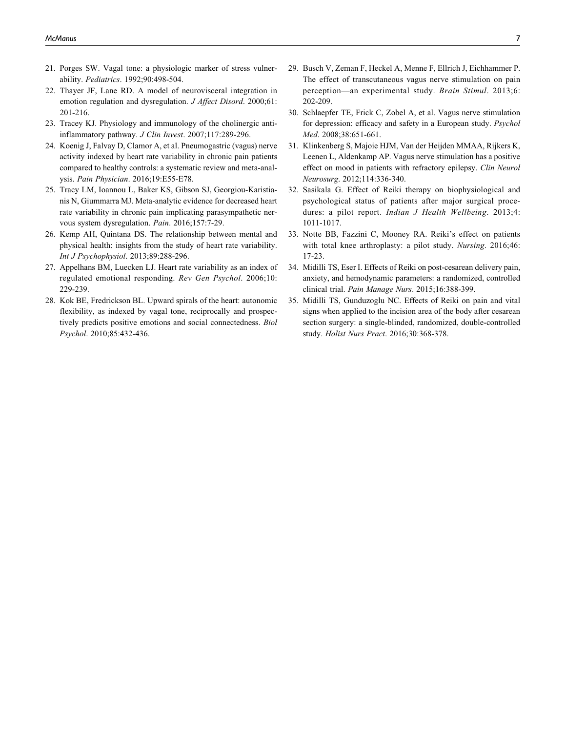21. Porges SW. Vagal tone: a physiologic marker of stress vulnerability. *Pediatrics*. 1992;90:498-504.
22. Thayer JF, Lane RD. A model of neurovisceral integration in emotion regulation and dysregulation. *J Affect Disord*. 2000;61: 201-216.
23. Tracey KJ. Physiology and immunology of the cholinergic anti-inflammatory pathway. *J Clin Invest*. 2007;117:289-296.
24. Koenig J, Falvay D, Clamor A, et al. Pneumogastric (vagus) nerve activity indexed by heart rate variability in chronic pain patients compared to healthy controls: a systematic review and meta-analysis. *Pain Physician*. 2016;19:E55-E78.
25. Tracy LM, Ioannou L, Baker KS, Gibson SJ, Georgiou-Karistianis N, Giummarra MJ. Meta-analytic evidence for decreased heart rate variability in chronic pain implicating parasympathetic nervous system dysregulation. *Pain*. 2016;157:7-29.
26. Kemp AH, Quintana DS. The relationship between mental and physical health: insights from the study of heart rate variability. *Int J Psychophysiol*. 2013;89:288-296.
27. Appelhans BM, Luecken LJ. Heart rate variability as an index of regulated emotional responding. *Rev Gen Psychol*. 2006;10: 229-239.
28. Kok BE, Fredrickson BL. Upward spirals of the heart: autonomic flexibility, as indexed by vagal tone, reciprocally and prospectively predicts positive emotions and social connectedness. *Biol Psychol*. 2010;85:432-436.
29. Busch V, Zeman F, Heckel A, Menne F, Ellrich J, Eichhammer P. The effect of transcutaneous vagus nerve stimulation on pain perception—an experimental study. *Brain Stimul*. 2013;6: 202-209.
30. Schlaepfer TE, Frick C, Zobel A, et al. Vagus nerve stimulation for depression: efficacy and safety in a European study. *Psychol Med*. 2008;38:651-661.
31. Klinkenberg S, Majoie HJM, Van der Heijden MMAA, Rijkers K, Leenen L, Aldenkamp AP. Vagus nerve stimulation has a positive effect on mood in patients with refractory epilepsy. *Clin Neurol Neurosurg*. 2012;114:336-340.
32. Sasikala G. Effect of Reiki therapy on biophysiological and psychological status of patients after major surgical procedures: a pilot report. *Indian J Health Wellbeing*. 2013;4: 1011-1017.
33. Notte BB, Fazzini C, Mooney RA. Reiki's effect on patients with total knee arthroplasty: a pilot study. *Nursing*. 2016;46: 17-23.
34. Midilli TS, Eser I. Effects of Reiki on post-cesarean delivery pain, anxiety, and hemodynamic parameters: a randomized, controlled clinical trial. *Pain Manage Nurs*. 2015;16:388-399.
35. Midilli TS, Gunduzoglu NC. Effects of Reiki on pain and vital signs when applied to the incision area of the body after cesarean section surgery: a single-blinded, randomized, double-controlled study. *Holist Nurs Pract*. 2016;30:368-378.